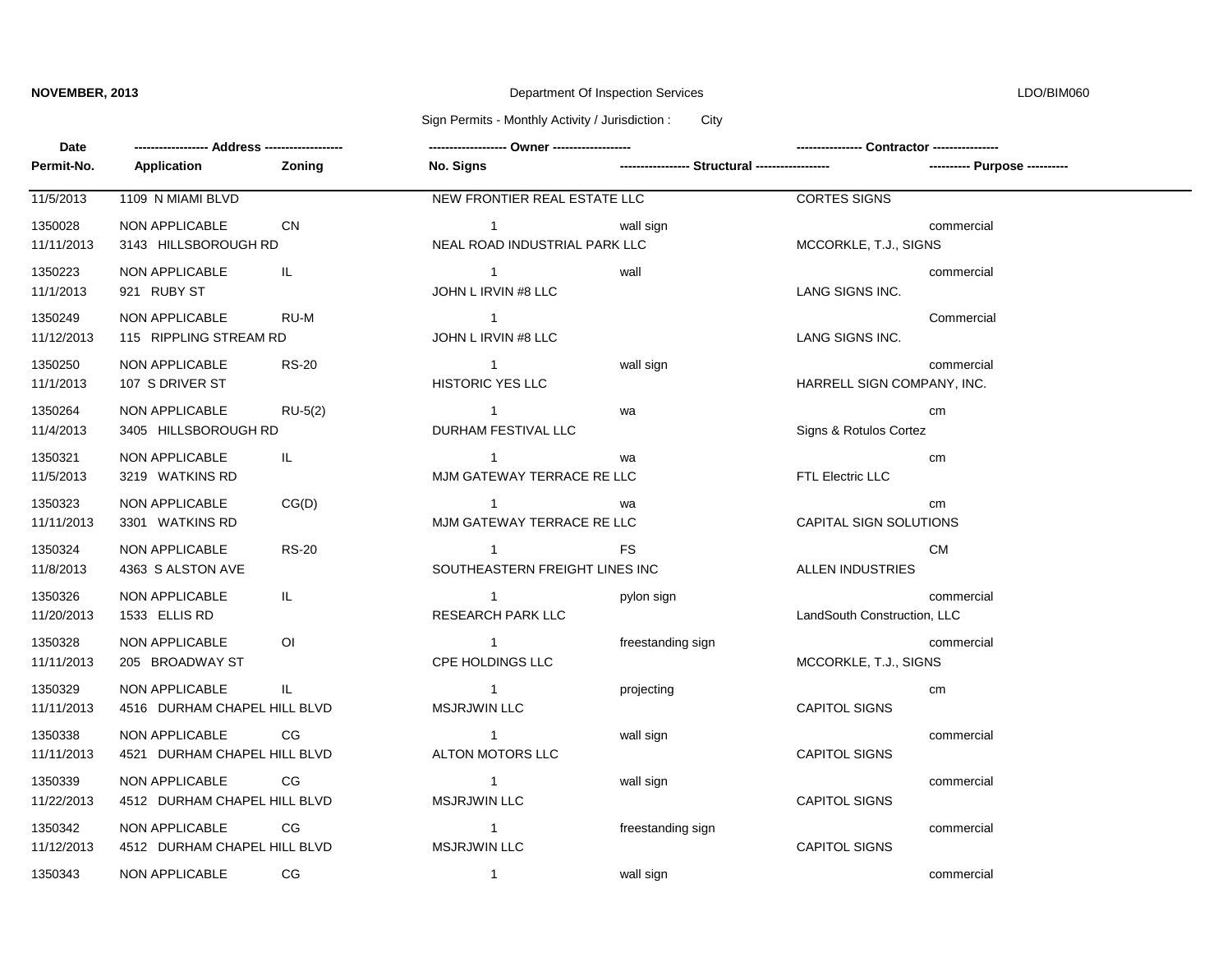**NOVEMBER, 2013** — Department Of Inspection Services — LDO/BIM060

Sign Permits - Monthly Activity / Jurisdiction : City

| Date | Address | Owner | Contractor | Permit-No. | Application | Zoning | No. Signs | Structural | Purpose |
|---|---|---|---|---|---|---|---|---|---|
| 11/5/2013 | 1109 N MIAMI BLVD | NEW FRONTIER REAL ESTATE LLC | CORTES SIGNS | 1350028 | NON APPLICABLE | CN | 1 | wall sign | commercial |
| 11/11/2013 | 3143 HILLSBOROUGH RD | NEAL ROAD INDUSTRIAL PARK LLC | MCCORKLE, T.J., SIGNS | 1350223 | NON APPLICABLE | IL | 1 | wall | commercial |
| 11/1/2013 | 921 RUBY ST | JOHN L IRVIN #8 LLC | LANG SIGNS INC. | 1350249 | NON APPLICABLE | RU-M | 1 | | Commercial |
| 11/12/2013 | 115 RIPPLING STREAM RD | JOHN L IRVIN #8 LLC | LANG SIGNS INC. | 1350250 | NON APPLICABLE | RS-20 | 1 | wall sign | commercial |
| 11/1/2013 | 107 S DRIVER ST | HISTORIC YES LLC | HARRELL SIGN COMPANY, INC. | 1350264 | NON APPLICABLE | RU-5(2) | 1 | wa | cm |
| 11/4/2013 | 3405 HILLSBOROUGH RD | DURHAM FESTIVAL LLC | Signs & Rotulos Cortez | 1350321 | NON APPLICABLE | IL | 1 | wa | cm |
| 11/5/2013 | 3219 WATKINS RD | MJM GATEWAY TERRACE RE LLC | FTL Electric LLC | 1350323 | NON APPLICABLE | CG(D) | 1 | wa | cm |
| 11/11/2013 | 3301 WATKINS RD | MJM GATEWAY TERRACE RE LLC | CAPITAL SIGN SOLUTIONS | 1350324 | NON APPLICABLE | RS-20 | 1 | FS | CM |
| 11/8/2013 | 4363 S ALSTON AVE | SOUTHEASTERN FREIGHT LINES INC | ALLEN INDUSTRIES | 1350326 | NON APPLICABLE | IL | 1 | pylon sign | commercial |
| 11/20/2013 | 1533 ELLIS RD | RESEARCH PARK LLC | LandSouth Construction, LLC | 1350328 | NON APPLICABLE | OI | 1 | freestanding sign | commercial |
| 11/11/2013 | 205 BROADWAY ST | CPE HOLDINGS LLC | MCCORKLE, T.J., SIGNS | 1350329 | NON APPLICABLE | IL | 1 | projecting | cm |
| 11/11/2013 | 4516 DURHAM CHAPEL HILL BLVD | MSJRJWIN LLC | CAPITOL SIGNS | 1350338 | NON APPLICABLE | CG | 1 | wall sign | commercial |
| 11/11/2013 | 4521 DURHAM CHAPEL HILL BLVD | ALTON MOTORS LLC | CAPITOL SIGNS | 1350339 | NON APPLICABLE | CG | 1 | wall sign | commercial |
| 11/22/2013 | 4512 DURHAM CHAPEL HILL BLVD | MSJRJWIN LLC | CAPITOL SIGNS | 1350342 | NON APPLICABLE | CG | 1 | freestanding sign | commercial |
| 11/12/2013 | 4512 DURHAM CHAPEL HILL BLVD | MSJRJWIN LLC | CAPITOL SIGNS | 1350343 | NON APPLICABLE | CG | 1 | wall sign | commercial |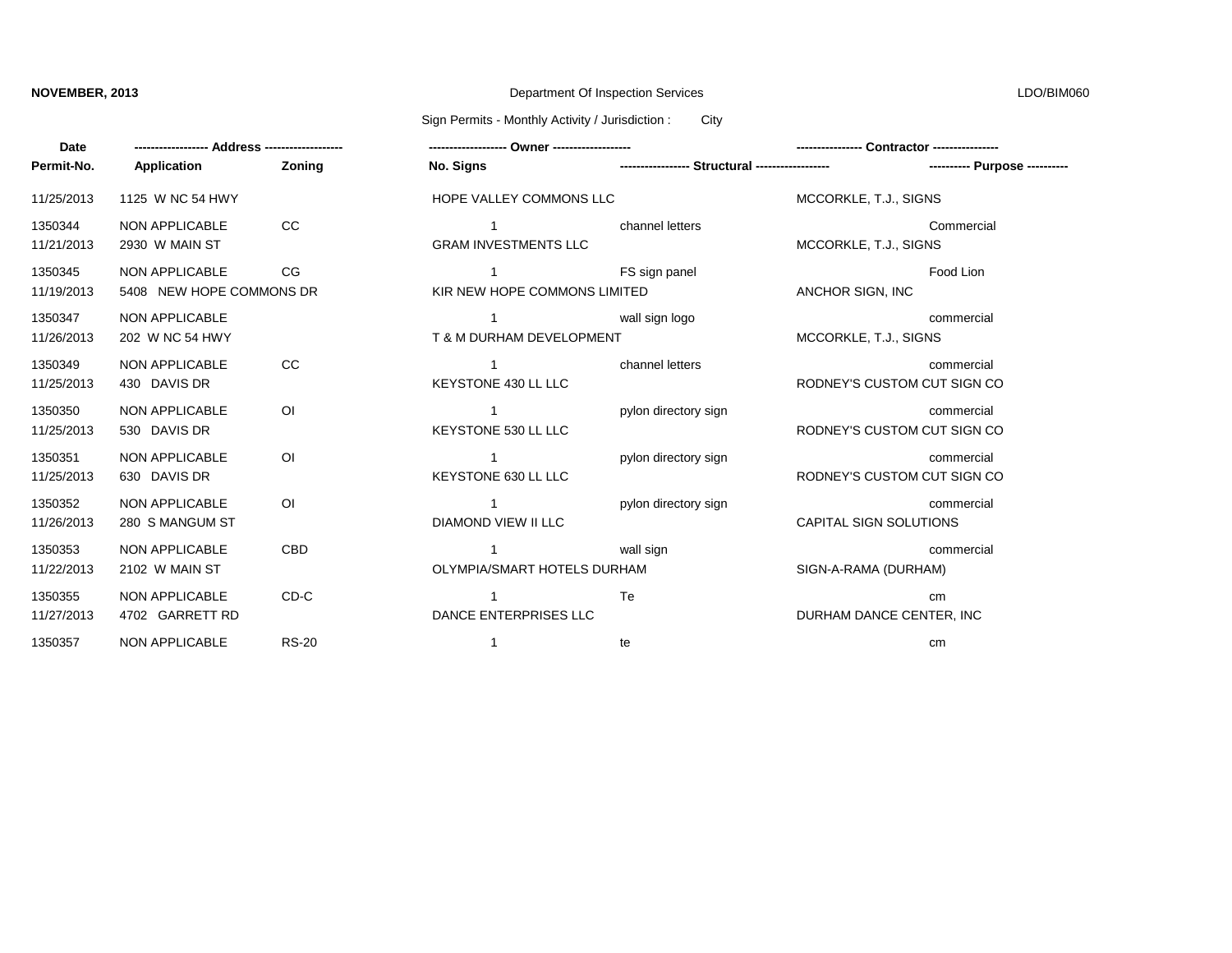| Date | Permit-No. | Address | Application | Zoning | Owner | No. Signs | Structural | Contractor | Purpose |
|---|---|---|---|---|---|---|---|---|---|
| 11/25/2013 | 1350344 | 1125 W NC 54 HWY | NON APPLICABLE | CC | HOPE VALLEY COMMONS LLC | 1 | channel letters | MCCORKLE, T.J., SIGNS | Commercial |
| 11/21/2013 | 1350345 | 2930 W MAIN ST | NON APPLICABLE | CG | GRAM INVESTMENTS LLC | 1 | FS sign panel | MCCORKLE, T.J., SIGNS | Food Lion |
| 11/19/2013 | 1350347 | 5408 NEW HOPE COMMONS DR | NON APPLICABLE | | KIR NEW HOPE COMMONS LIMITED | 1 | wall sign logo | ANCHOR SIGN, INC | commercial |
| 11/26/2013 | 1350349 | 202 W NC 54 HWY | NON APPLICABLE | CC | T & M DURHAM DEVELOPMENT | 1 | channel letters | MCCORKLE, T.J., SIGNS | commercial |
| 11/25/2013 | 1350350 | 430 DAVIS DR | NON APPLICABLE | OI | KEYSTONE 430 LL LLC | 1 | pylon directory sign | RODNEY'S CUSTOM CUT SIGN CO | commercial |
| 11/25/2013 | 1350351 | 530 DAVIS DR | NON APPLICABLE | OI | KEYSTONE 530 LL LLC | 1 | pylon directory sign | RODNEY'S CUSTOM CUT SIGN CO | commercial |
| 11/25/2013 | 1350352 | 630 DAVIS DR | NON APPLICABLE | OI | KEYSTONE 630 LL LLC | 1 | pylon directory sign | RODNEY'S CUSTOM CUT SIGN CO | commercial |
| 11/26/2013 | 1350353 | 280 S MANGUM ST | NON APPLICABLE | CBD | DIAMOND VIEW II LLC | 1 | wall sign | CAPITAL SIGN SOLUTIONS | commercial |
| 11/22/2013 | 1350355 | 2102 W MAIN ST | NON APPLICABLE | CD-C | OLYMPIA/SMART HOTELS DURHAM | 1 | Te | SIGN-A-RAMA (DURHAM) | cm |
| 11/27/2013 | 1350357 | 4702 GARRETT RD | NON APPLICABLE | RS-20 | DANCE ENTERPRISES LLC | 1 | te | DURHAM DANCE CENTER, INC | cm |